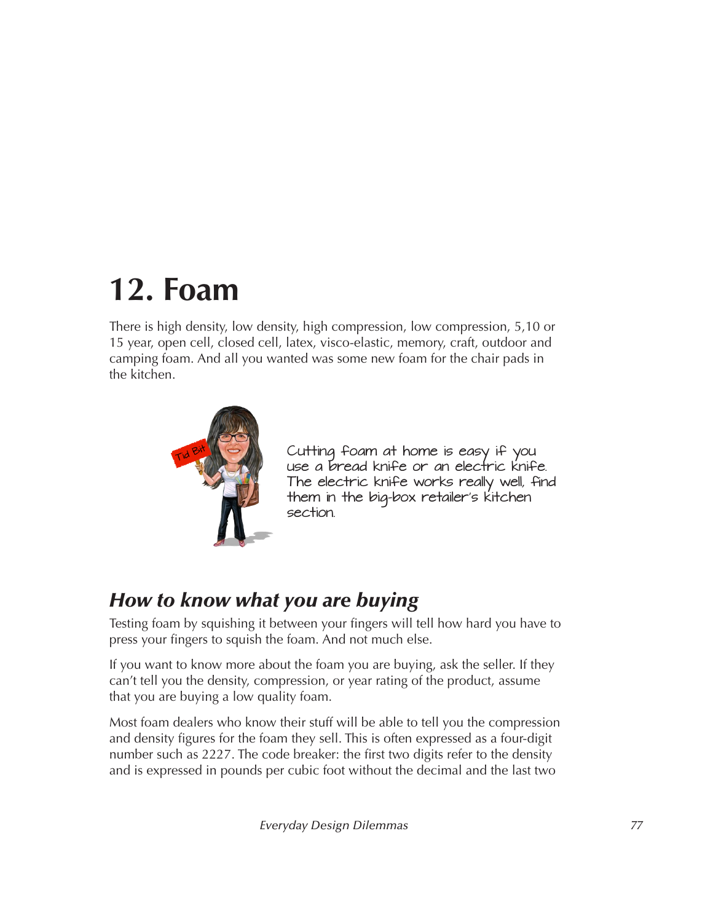# 12. Foam

There is high density, low density, high compression, low compression, 5,10 or 15 year, open cell, closed cell, latex, visco-elastic, memory, craft, outdoor and camping foam. And all you wanted was some new foam for the chair pads in the kitchen.

Tid Bit

Cutting foam at home is easy if you use a bread knife or an electric knife. The electric knife works really well, find them in the big-box retailer's kitchen section.

## *How to know what you are buying*

Testing foam by squishing it between your fingers will tell how hard you have to press your fingers to squish the foam. And not much else.

If you want to know more about the foam you are buying, ask the seller. If they can't tell you the density, compression, or year rating of the product, assume that you are buying a low quality foam.

Most foam dealers who know their stuff will be able to tell you the compression and density figures for the foam they sell. This is often expressed as a four-digit number such as 2227. The code breaker: the first two digits refer to the density and is expressed in pounds per cubic foot without the decimal and the last two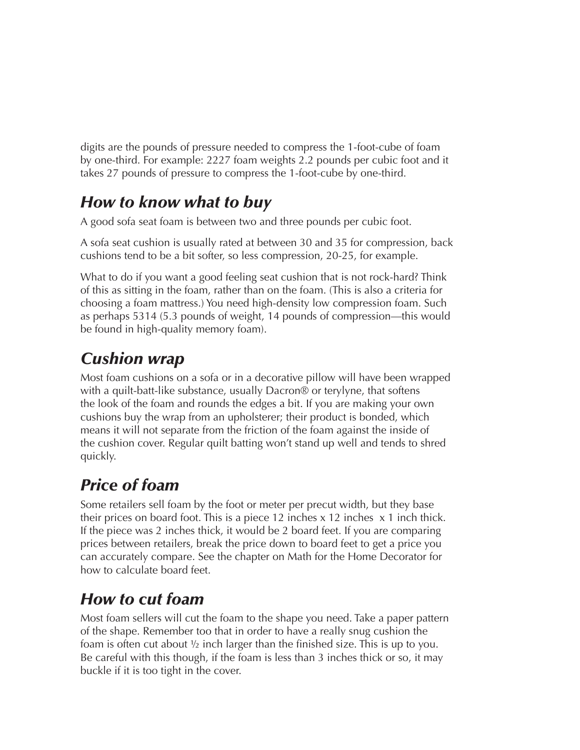digits are the pounds of pressure needed to compress the 1-foot-cube of foam by one-third. For example: 2227 foam weights 2.2 pounds per cubic foot and it takes 27 pounds of pressure to compress the 1-foot-cube by one-third.

## *How to know what to buy*

A good sofa seat foam is between two and three pounds per cubic foot.

A sofa seat cushion is usually rated at between 30 and 35 for compression, back cushions tend to be a bit softer, so less compression, 20-25, for example.

What to do if you want a good feeling seat cushion that is not rock-hard? Think of this as sitting in the foam, rather than on the foam. (This is also a criteria for choosing a foam mattress.) You need high-density low compression foam. Such as perhaps 5314 (5.3 pounds of weight, 14 pounds of compression—this would be found in high-quality memory foam).

## *Cushion wrap*

Most foam cushions on a sofa or in a decorative pillow will have been wrapped with a quilt-batt-like substance, usually Dacron® or terylyne, that softens the look of the foam and rounds the edges a bit. If you are making your own cushions buy the wrap from an upholsterer; their product is bonded, which means it will not separate from the friction of the foam against the inside of the cushion cover. Regular quilt batting won't stand up well and tends to shred quickly.

## *Price of foam*

Some retailers sell foam by the foot or meter per precut width, but they base their prices on board foot. This is a piece 12 inches x 12 inches x 1 inch thick. If the piece was 2 inches thick, it would be 2 board feet. If you are comparing prices between retailers, break the price down to board feet to get a price you can accurately compare. See the chapter on Math for the Home Decorator for how to calculate board feet.

## *How to cut foam*

Most foam sellers will cut the foam to the shape you need. Take a paper pattern of the shape. Remember too that in order to have a really snug cushion the foam is often cut about ½ inch larger than the finished size. This is up to you. Be careful with this though, if the foam is less than 3 inches thick or so, it may buckle if it is too tight in the cover.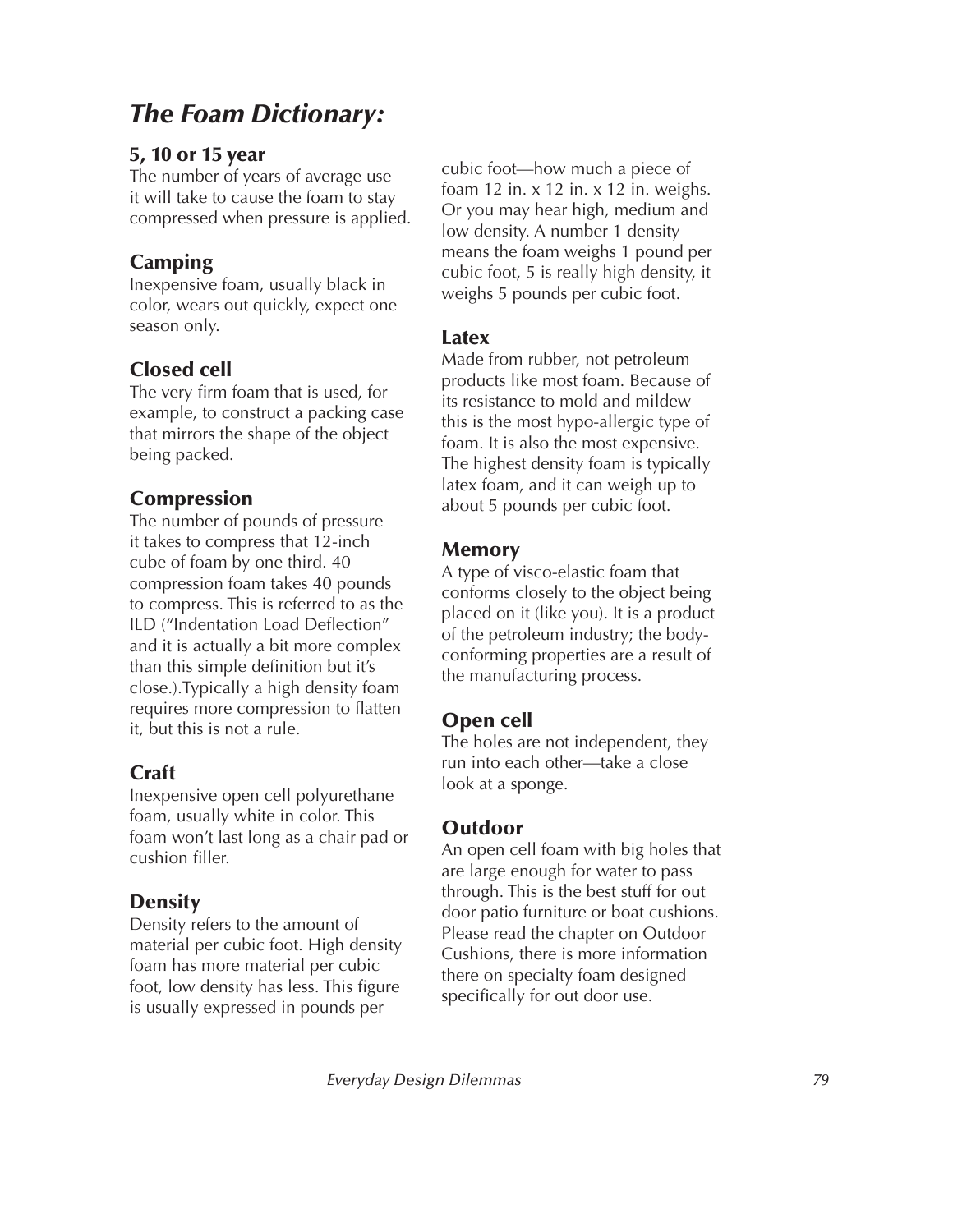# *The Foam Dictionary:*

### 5, 10 or 15 year

The number of years of average use it will take to cause the foam to stay compressed when pressure is applied.

### Camping

Inexpensive foam, usually black in color, wears out quickly, expect one season only.

### Closed cell

The very firm foam that is used, for example, to construct a packing case that mirrors the shape of the object being packed.

### Compression

The number of pounds of pressure it takes to compress that 12-inch cube of foam by one third. 40 compression foam takes 40 pounds to compress. This is referred to as the ILD ("Indentation Load Deflection" and it is actually a bit more complex than this simple definition but it's close.).Typically a high density foam requires more compression to flatten it, but this is not a rule.

### Craft

Inexpensive open cell polyurethane foam, usually white in color. This foam won't last long as a chair pad or cushion filler.

### Density

Density refers to the amount of material per cubic foot. High density foam has more material per cubic foot, low density has less. This figure is usually expressed in pounds per cubic foot—how much a piece of foam 12 in. x 12 in. x 12 in. weighs. Or you may hear high, medium and low density. A number 1 density means the foam weighs 1 pound per cubic foot, 5 is really high density, it weighs 5 pounds per cubic foot.

### Latex

Made from rubber, not petroleum products like most foam. Because of its resistance to mold and mildew this is the most hypo-allergic type of foam. It is also the most expensive. The highest density foam is typically latex foam, and it can weigh up to about 5 pounds per cubic foot.

### Memory

A type of visco-elastic foam that conforms closely to the object being placed on it (like you). It is a product of the petroleum industry; the body-conforming properties are a result of the manufacturing process.

### Open cell

The holes are not independent, they run into each other—take a close look at a sponge.

### Outdoor

An open cell foam with big holes that are large enough for water to pass through. This is the best stuff for out door patio furniture or boat cushions. Please read the chapter on Outdoor Cushions, there is more information there on specialty foam designed specifically for out door use.